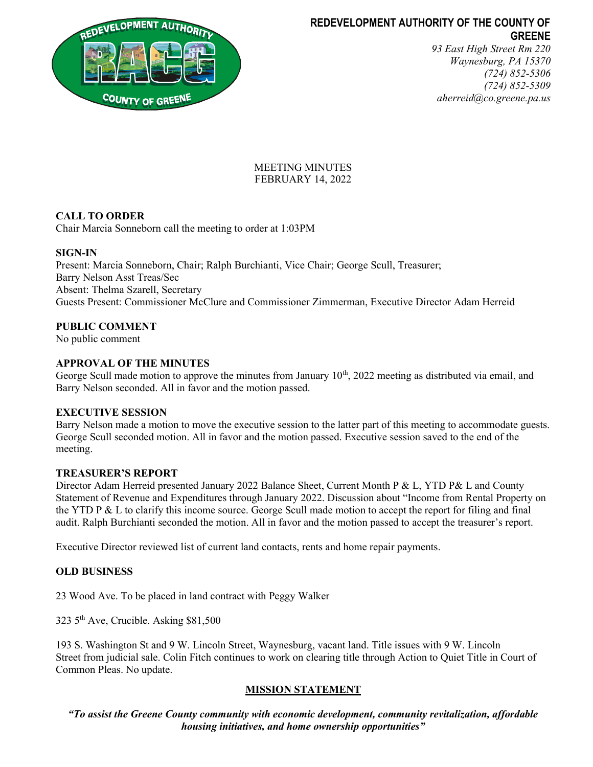**REDEVELOPMENT AUTHORITY OF THE COUNTY OF GREENE**
*93 East High Street Rm 220*
*Waynesburg, PA 15370*
*(724) 852-5306*
*(724) 852-5309*
*aherreid@co.greene.pa.us*

MEETING MINUTES
FEBRUARY 14, 2022

**CALL TO ORDER**
Chair Marcia Sonneborn call the meeting to order at 1:03PM

**SIGN-IN**
Present: Marcia Sonneborn, Chair; Ralph Burchianti, Vice Chair; George Scull, Treasurer; Barry Nelson Asst Treas/Sec
Absent: Thelma Szarell, Secretary
Guests Present: Commissioner McClure and Commissioner Zimmerman, Executive Director Adam Herreid

**PUBLIC COMMENT**
No public comment

**APPROVAL OF THE MINUTES**
George Scull made motion to approve the minutes from January 10th, 2022 meeting as distributed via email, and Barry Nelson seconded. All in favor and the motion passed.

**EXECUTIVE SESSION**
Barry Nelson made a motion to move the executive session to the latter part of this meeting to accommodate guests. George Scull seconded motion. All in favor and the motion passed. Executive session saved to the end of the meeting.

**TREASURER'S REPORT**
Director Adam Herreid presented January 2022 Balance Sheet, Current Month P & L, YTD P& L and County Statement of Revenue and Expenditures through January 2022. Discussion about "Income from Rental Property on the YTD P & L to clarify this income source. George Scull made motion to accept the report for filing and final audit. Ralph Burchianti seconded the motion. All in favor and the motion passed to accept the treasurer's report.

Executive Director reviewed list of current land contacts, rents and home repair payments.

**OLD BUSINESS**

23 Wood Ave. To be placed in land contract with Peggy Walker

323 5th Ave, Crucible. Asking $81,500

193 S. Washington St and 9 W. Lincoln Street, Waynesburg, vacant land. Title issues with 9 W. Lincoln Street from judicial sale. Colin Fitch continues to work on clearing title through Action to Quiet Title in Court of Common Pleas. No update.

**MISSION STATEMENT**

***"To assist the Greene County community with economic development, community revitalization, affordable housing initiatives, and home ownership opportunities"***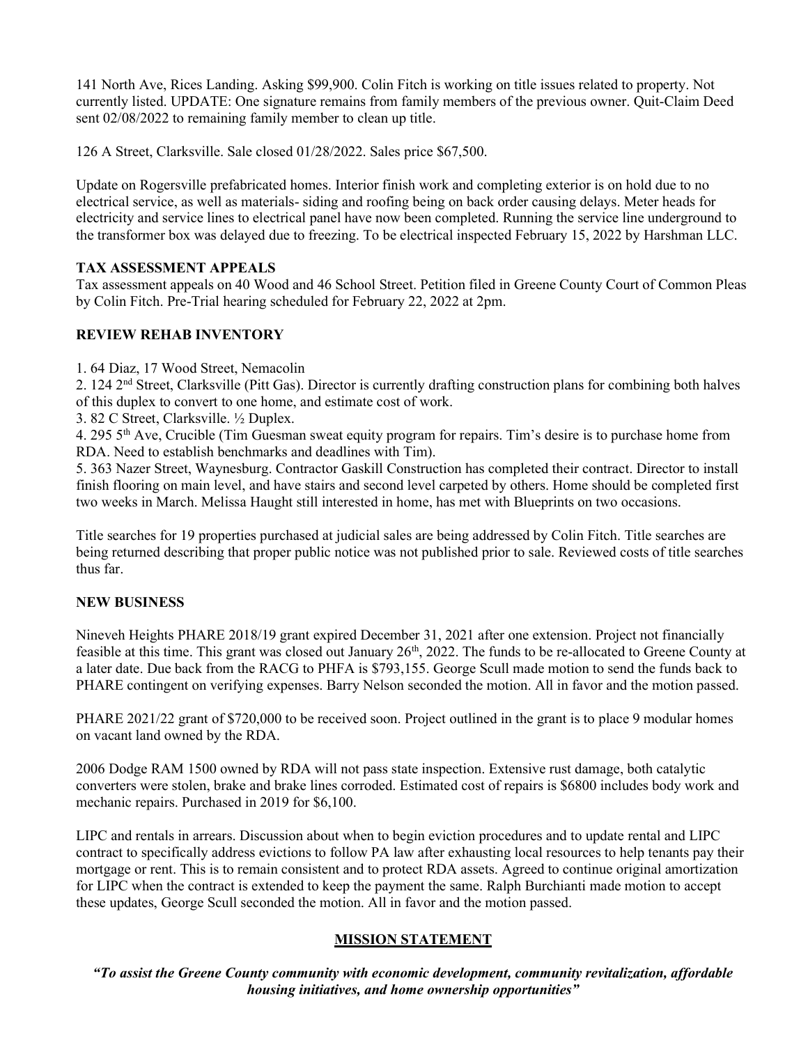141 North Ave, Rices Landing. Asking $99,900. Colin Fitch is working on title issues related to property. Not currently listed. UPDATE: One signature remains from family members of the previous owner. Quit-Claim Deed sent 02/08/2022 to remaining family member to clean up title.

126 A Street, Clarksville. Sale closed 01/28/2022. Sales price $67,500.

Update on Rogersville prefabricated homes. Interior finish work and completing exterior is on hold due to no electrical service, as well as materials- siding and roofing being on back order causing delays. Meter heads for electricity and service lines to electrical panel have now been completed. Running the service line underground to the transformer box was delayed due to freezing. To be electrical inspected February 15, 2022 by Harshman LLC.

### TAX ASSESSMENT APPEALS

Tax assessment appeals on 40 Wood and 46 School Street. Petition filed in Greene County Court of Common Pleas by Colin Fitch. Pre-Trial hearing scheduled for February 22, 2022 at 2pm.

### REVIEW REHAB INVENTORY

1. 64 Diaz, 17 Wood Street, Nemacolin
2. 124 2nd Street, Clarksville (Pitt Gas). Director is currently drafting construction plans for combining both halves of this duplex to convert to one home, and estimate cost of work.
3. 82 C Street, Clarksville. ½ Duplex.
4. 295 5th Ave, Crucible (Tim Guesman sweat equity program for repairs. Tim's desire is to purchase home from RDA. Need to establish benchmarks and deadlines with Tim).
5. 363 Nazer Street, Waynesburg. Contractor Gaskill Construction has completed their contract. Director to install finish flooring on main level, and have stairs and second level carpeted by others. Home should be completed first two weeks in March. Melissa Haught still interested in home, has met with Blueprints on two occasions.

Title searches for 19 properties purchased at judicial sales are being addressed by Colin Fitch. Title searches are being returned describing that proper public notice was not published prior to sale. Reviewed costs of title searches thus far.

### NEW BUSINESS

Nineveh Heights PHARE 2018/19 grant expired December 31, 2021 after one extension. Project not financially feasible at this time. This grant was closed out January 26th, 2022. The funds to be re-allocated to Greene County at a later date. Due back from the RACG to PHFA is $793,155. George Scull made motion to send the funds back to PHARE contingent on verifying expenses. Barry Nelson seconded the motion. All in favor and the motion passed.

PHARE 2021/22 grant of $720,000 to be received soon. Project outlined in the grant is to place 9 modular homes on vacant land owned by the RDA.

2006 Dodge RAM 1500 owned by RDA will not pass state inspection. Extensive rust damage, both catalytic converters were stolen, brake and brake lines corroded. Estimated cost of repairs is $6800 includes body work and mechanic repairs. Purchased in 2019 for $6,100.

LIPC and rentals in arrears. Discussion about when to begin eviction procedures and to update rental and LIPC contract to specifically address evictions to follow PA law after exhausting local resources to help tenants pay their mortgage or rent. This is to remain consistent and to protect RDA assets. Agreed to continue original amortization for LIPC when the contract is extended to keep the payment the same. Ralph Burchianti made motion to accept these updates, George Scull seconded the motion. All in favor and the motion passed.

## MISSION STATEMENT

***"To assist the Greene County community with economic development, community revitalization, affordable housing initiatives, and home ownership opportunities"***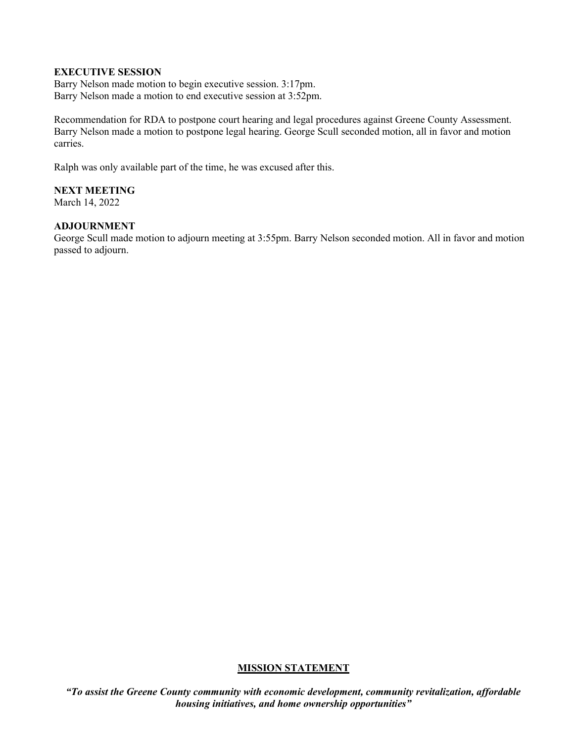**EXECUTIVE SESSION**
Barry Nelson made motion to begin executive session. 3:17pm.
Barry Nelson made a motion to end executive session at 3:52pm.

Recommendation for RDA to postpone court hearing and legal procedures against Greene County Assessment. Barry Nelson made a motion to postpone legal hearing. George Scull seconded motion, all in favor and motion carries.

Ralph was only available part of the time, he was excused after this.

**NEXT MEETING**
March 14, 2022

**ADJOURNMENT**
George Scull made motion to adjourn meeting at 3:55pm. Barry Nelson seconded motion. All in favor and motion passed to adjourn.

**MISSION STATEMENT**

***"To assist the Greene County community with economic development, community revitalization, affordable housing initiatives, and home ownership opportunities"***